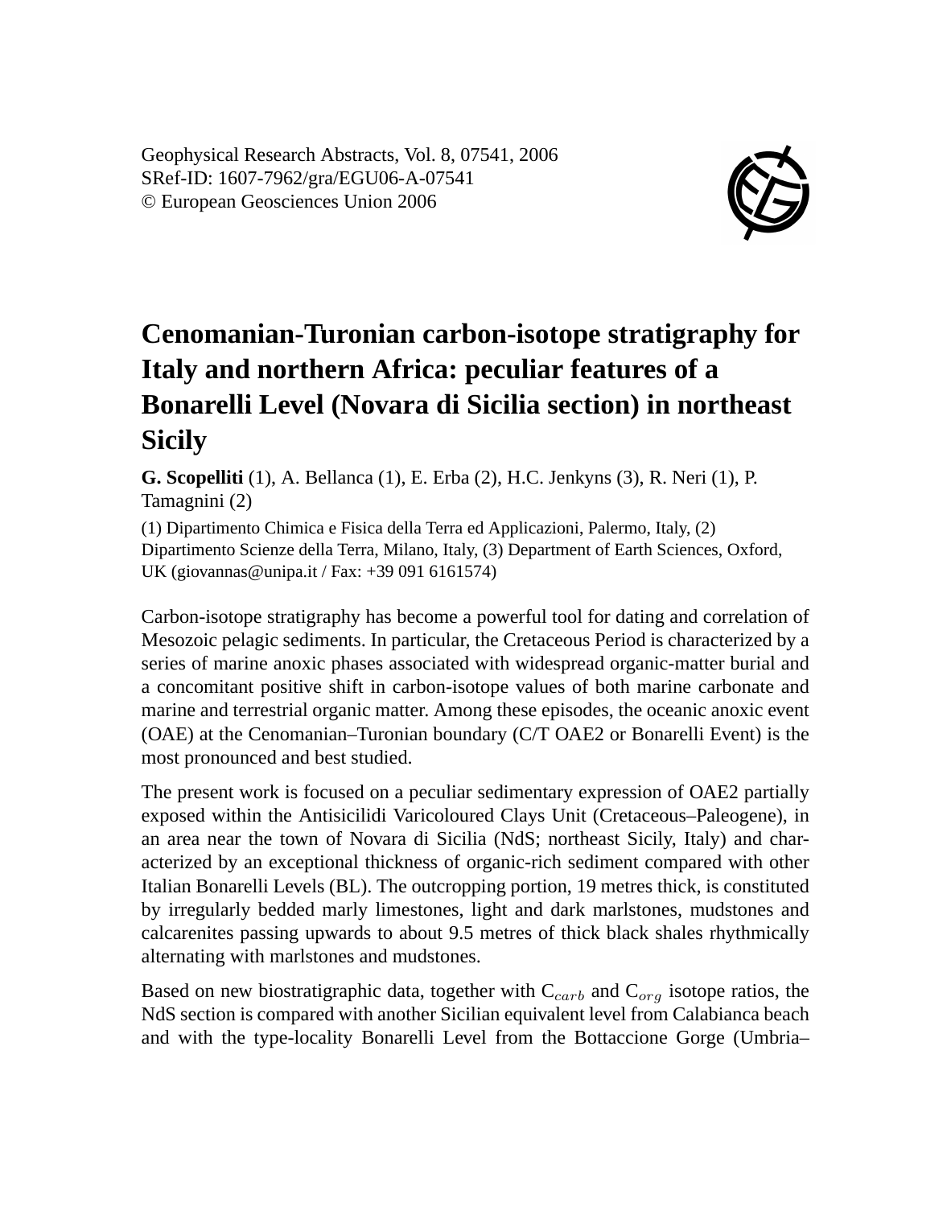Geophysical Research Abstracts, Vol. 8, 07541, 2006
SRef-ID: 1607-7962/gra/EGU06-A-07541
© European Geosciences Union 2006

# Cenomanian-Turonian carbon-isotope stratigraphy for Italy and northern Africa: peculiar features of a Bonarelli Level (Novara di Sicilia section) in northeast Sicily

**G. Scopelliti** (1), A. Bellanca (1), E. Erba (2), H.C. Jenkyns (3), R. Neri (1), P. Tamagnini (2)

(1) Dipartimento Chimica e Fisica della Terra ed Applicazioni, Palermo, Italy, (2) Dipartimento Scienze della Terra, Milano, Italy, (3) Department of Earth Sciences, Oxford, UK (giovannas@unipa.it / Fax: +39 091 6161574)

Carbon-isotope stratigraphy has become a powerful tool for dating and correlation of Mesozoic pelagic sediments. In particular, the Cretaceous Period is characterized by a series of marine anoxic phases associated with widespread organic-matter burial and a concomitant positive shift in carbon-isotope values of both marine carbonate and marine and terrestrial organic matter. Among these episodes, the oceanic anoxic event (OAE) at the Cenomanian–Turonian boundary (C/T OAE2 or Bonarelli Event) is the most pronounced and best studied.

The present work is focused on a peculiar sedimentary expression of OAE2 partially exposed within the Antisicilidi Varicoloured Clays Unit (Cretaceous–Paleogene), in an area near the town of Novara di Sicilia (NdS; northeast Sicily, Italy) and characterized by an exceptional thickness of organic-rich sediment compared with other Italian Bonarelli Levels (BL). The outcropping portion, 19 metres thick, is constituted by irregularly bedded marly limestones, light and dark marlstones, mudstones and calcarenites passing upwards to about 9.5 metres of thick black shales rhythmically alternating with marlstones and mudstones.

Based on new biostratigraphic data, together with $C_{carb}$ and $C_{org}$ isotope ratios, the NdS section is compared with another Sicilian equivalent level from Calabianca beach and with the type-locality Bonarelli Level from the Bottaccione Gorge (Umbria–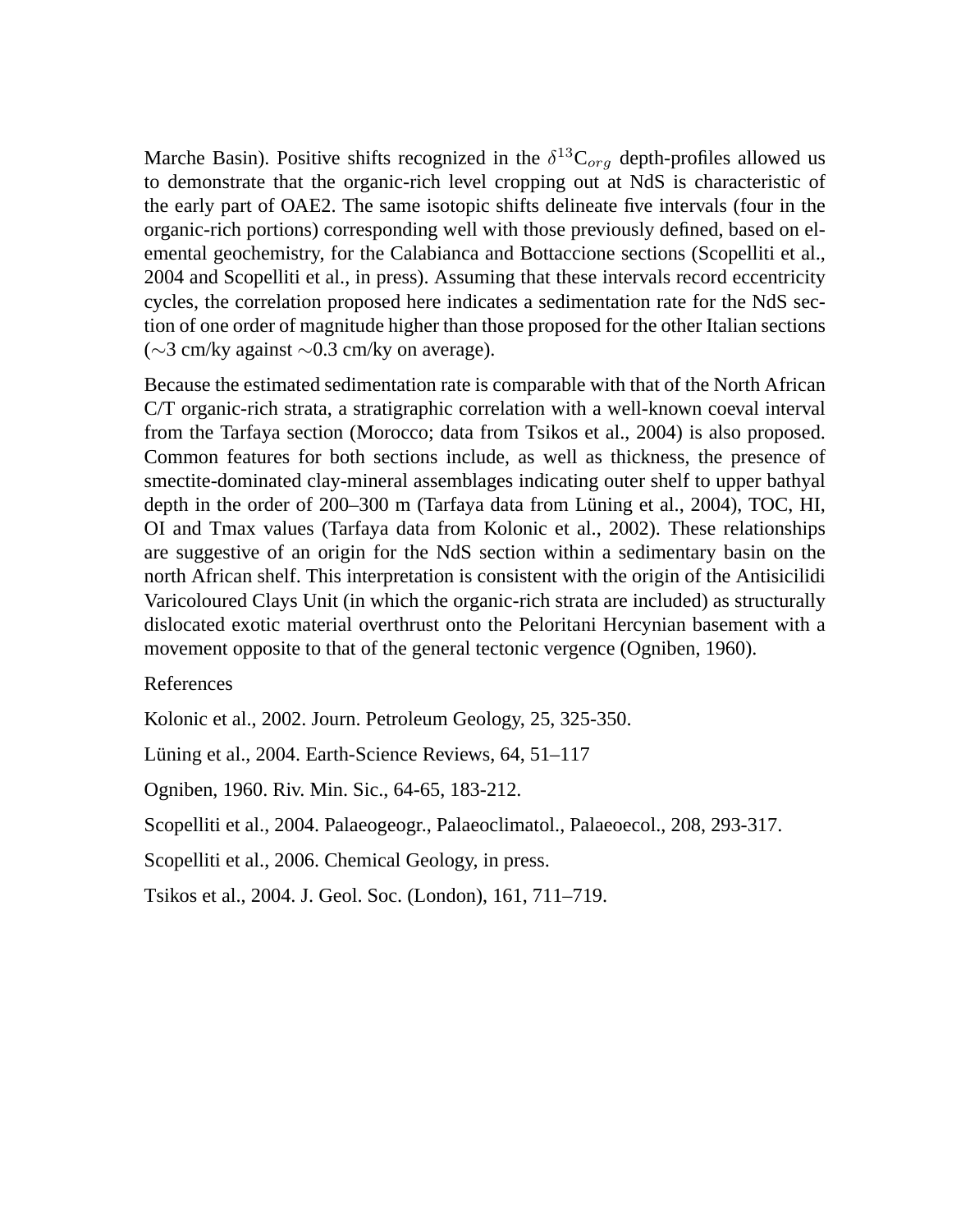Marche Basin). Positive shifts recognized in the $\delta^{13}C_{org}$ depth-profiles allowed us to demonstrate that the organic-rich level cropping out at NdS is characteristic of the early part of OAE2. The same isotopic shifts delineate five intervals (four in the organic-rich portions) corresponding well with those previously defined, based on elemental geochemistry, for the Calabianca and Bottaccione sections (Scopelliti et al., 2004 and Scopelliti et al., in press). Assuming that these intervals record eccentricity cycles, the correlation proposed here indicates a sedimentation rate for the NdS section of one order of magnitude higher than those proposed for the other Italian sections ($\sim$3 cm/ky against $\sim$0.3 cm/ky on average).

Because the estimated sedimentation rate is comparable with that of the North African C/T organic-rich strata, a stratigraphic correlation with a well-known coeval interval from the Tarfaya section (Morocco; data from Tsikos et al., 2004) is also proposed. Common features for both sections include, as well as thickness, the presence of smectite-dominated clay-mineral assemblages indicating outer shelf to upper bathyal depth in the order of 200–300 m (Tarfaya data from Lüning et al., 2004), TOC, HI, OI and Tmax values (Tarfaya data from Kolonic et al., 2002). These relationships are suggestive of an origin for the NdS section within a sedimentary basin on the north African shelf. This interpretation is consistent with the origin of the Antisicilidi Varicoloured Clays Unit (in which the organic-rich strata are included) as structurally dislocated exotic material overthrust onto the Peloritani Hercynian basement with a movement opposite to that of the general tectonic vergence (Ogniben, 1960).

References

Kolonic et al., 2002. Journ. Petroleum Geology, 25, 325-350.

Lüning et al., 2004. Earth-Science Reviews, 64, 51–117

Ogniben, 1960. Riv. Min. Sic., 64-65, 183-212.

Scopelliti et al., 2004. Palaeogeogr., Palaeoclimatol., Palaeoecol., 208, 293-317.

Scopelliti et al., 2006. Chemical Geology, in press.

Tsikos et al., 2004. J. Geol. Soc. (London), 161, 711–719.